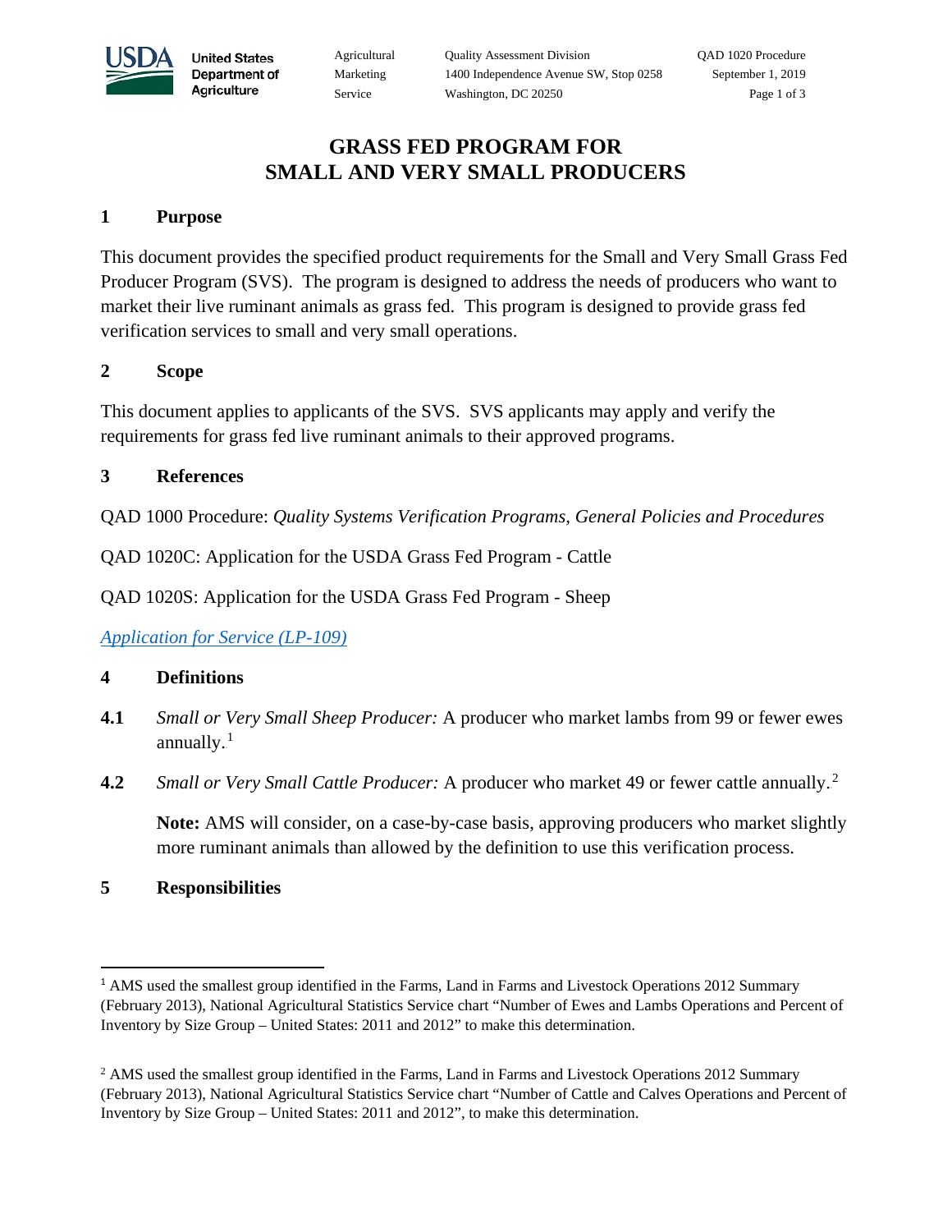# GRASS FED PROGRAM FOR SMALL AND VERY SMALL PRODUCERS

## 1 Purpose

This document provides the specified product requirements for the Small and Very Small Grass Fed Producer Program (SVS). The program is designed to address the needs of producers who want to market their live ruminant animals as grass fed. This program is designed to provide grass fed verification services to small and very small operations.

## 2 Scope

This document applies to applicants of the SVS. SVS applicants may apply and verify the requirements for grass fed live ruminant animals to their approved programs.

## 3 References

QAD 1000 Procedure: *Quality Systems Verification Programs, General Policies and Procedures*

QAD 1020C: Application for the USDA Grass Fed Program - Cattle

QAD 1020S: Application for the USDA Grass Fed Program - Sheep

[Application for Service (LP-109)]

## 4 Definitions

**4.1** *Small or Very Small Sheep Producer:* A producer who market lambs from 99 or fewer ewes annually.[1]

**4.2** *Small or Very Small Cattle Producer:* A producer who market 49 or fewer cattle annually.[2]

**Note:** AMS will consider, on a case-by-case basis, approving producers who market slightly more ruminant animals than allowed by the definition to use this verification process.

## 5 Responsibilities

---

[1] AMS used the smallest group identified in the Farms, Land in Farms and Livestock Operations 2012 Summary (February 2013), National Agricultural Statistics Service chart "Number of Ewes and Lambs Operations and Percent of Inventory by Size Group – United States: 2011 and 2012" to make this determination.

[2] AMS used the smallest group identified in the Farms, Land in Farms and Livestock Operations 2012 Summary (February 2013), National Agricultural Statistics Service chart "Number of Cattle and Calves Operations and Percent of Inventory by Size Group – United States: 2011 and 2012", to make this determination.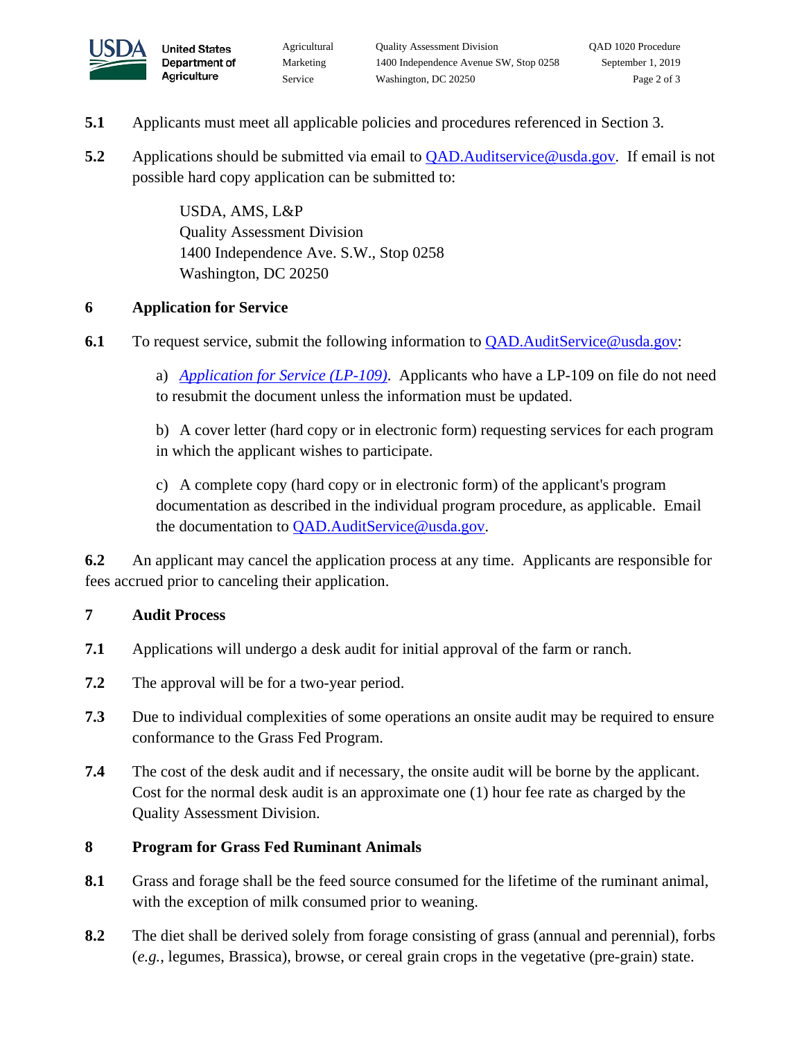**5.1** Applicants must meet all applicable policies and procedures referenced in Section 3.

**5.2** Applications should be submitted via email to [QAD.Auditservice@usda.gov](mailto:QAD.Auditservice@usda.gov). If email is not possible hard copy application can be submitted to:

> USDA, AMS, L&P
> Quality Assessment Division
> 1400 Independence Ave. S.W., Stop 0258
> Washington, DC 20250

## 6 Application for Service

**6.1** To request service, submit the following information to [QAD.AuditService@usda.gov](mailto:QAD.AuditService@usda.gov):

a) *[Application for Service (LP-109)](#)*. Applicants who have a LP-109 on file do not need to resubmit the document unless the information must be updated.

b) A cover letter (hard copy or in electronic form) requesting services for each program in which the applicant wishes to participate.

c) A complete copy (hard copy or in electronic form) of the applicant's program documentation as described in the individual program procedure, as applicable. Email the documentation to [QAD.AuditService@usda.gov](mailto:QAD.AuditService@usda.gov).

**6.2** An applicant may cancel the application process at any time. Applicants are responsible for fees accrued prior to canceling their application.

## 7 Audit Process

**7.1** Applications will undergo a desk audit for initial approval of the farm or ranch.

**7.2** The approval will be for a two-year period.

**7.3** Due to individual complexities of some operations an onsite audit may be required to ensure conformance to the Grass Fed Program.

**7.4** The cost of the desk audit and if necessary, the onsite audit will be borne by the applicant. Cost for the normal desk audit is an approximate one (1) hour fee rate as charged by the Quality Assessment Division.

## 8 Program for Grass Fed Ruminant Animals

**8.1** Grass and forage shall be the feed source consumed for the lifetime of the ruminant animal, with the exception of milk consumed prior to weaning.

**8.2** The diet shall be derived solely from forage consisting of grass (annual and perennial), forbs (*e.g.*, legumes, Brassica), browse, or cereal grain crops in the vegetative (pre-grain) state.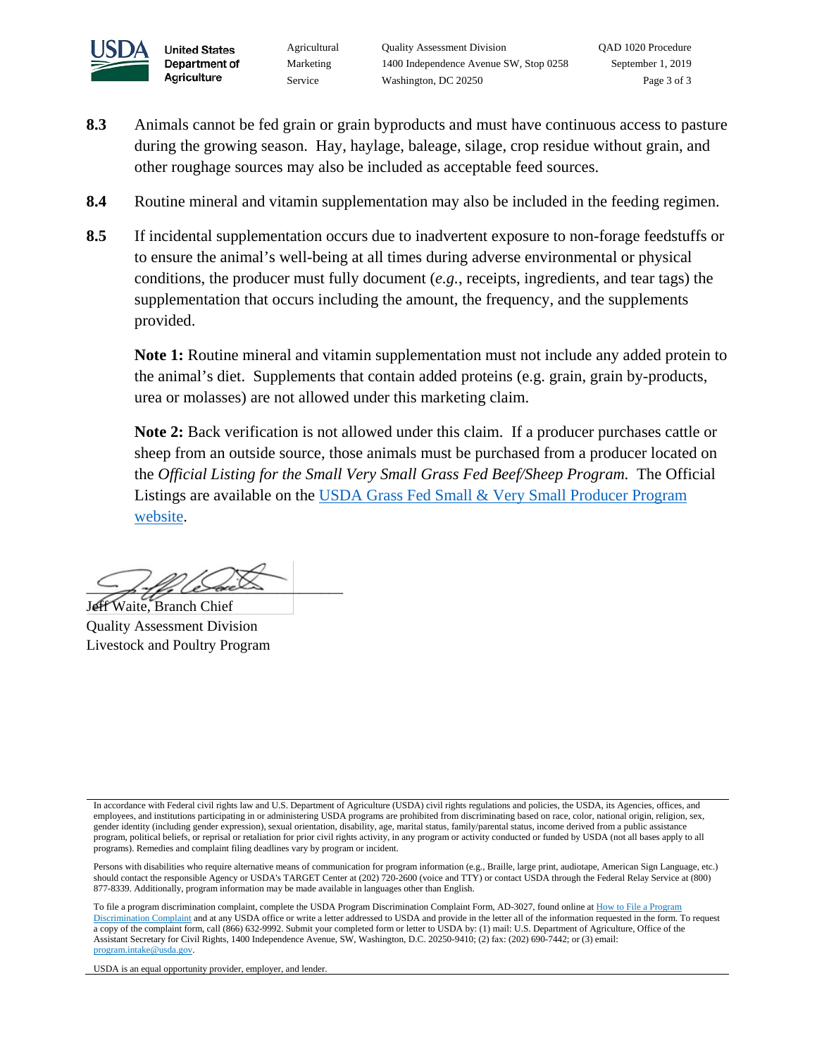**8.3** Animals cannot be fed grain or grain byproducts and must have continuous access to pasture during the growing season. Hay, haylage, baleage, silage, crop residue without grain, and other roughage sources may also be included as acceptable feed sources.

**8.4** Routine mineral and vitamin supplementation may also be included in the feeding regimen.

**8.5** If incidental supplementation occurs due to inadvertent exposure to non-forage feedstuffs or to ensure the animal's well-being at all times during adverse environmental or physical conditions, the producer must fully document (*e.g.*, receipts, ingredients, and tear tags) the supplementation that occurs including the amount, the frequency, and the supplements provided.

**Note 1:** Routine mineral and vitamin supplementation must not include any added protein to the animal's diet. Supplements that contain added proteins (e.g. grain, grain by-products, urea or molasses) are not allowed under this marketing claim.

**Note 2:** Back verification is not allowed under this claim. If a producer purchases cattle or sheep from an outside source, those animals must be purchased from a producer located on the *Official Listing for the Small Very Small Grass Fed Beef/Sheep Program.* The Official Listings are available on the [USDA Grass Fed Small & Very Small Producer Program website](USDA Grass Fed Small & Very Small Producer Program website).

Jeff Waite, Branch Chief
Quality Assessment Division
Livestock and Poultry Program

In accordance with Federal civil rights law and U.S. Department of Agriculture (USDA) civil rights regulations and policies, the USDA, its Agencies, offices, and employees, and institutions participating in or administering USDA programs are prohibited from discriminating based on race, color, national origin, religion, sex, gender identity (including gender expression), sexual orientation, disability, age, marital status, family/parental status, income derived from a public assistance program, political beliefs, or reprisal or retaliation for prior civil rights activity, in any program or activity conducted or funded by USDA (not all bases apply to all programs). Remedies and complaint filing deadlines vary by program or incident.

Persons with disabilities who require alternative means of communication for program information (e.g., Braille, large print, audiotape, American Sign Language, etc.) should contact the responsible Agency or USDA's TARGET Center at (202) 720-2600 (voice and TTY) or contact USDA through the Federal Relay Service at (800) 877-8339. Additionally, program information may be made available in languages other than English.

To file a program discrimination complaint, complete the USDA Program Discrimination Complaint Form, AD-3027, found online at How to File a Program Discrimination Complaint and at any USDA office or write a letter addressed to USDA and provide in the letter all of the information requested in the form. To request a copy of the complaint form, call (866) 632-9992. Submit your completed form or letter to USDA by: (1) mail: U.S. Department of Agriculture, Office of the Assistant Secretary for Civil Rights, 1400 Independence Avenue, SW, Washington, D.C. 20250-9410; (2) fax: (202) 690-7442; or (3) email: program.intake@usda.gov.

USDA is an equal opportunity provider, employer, and lender.